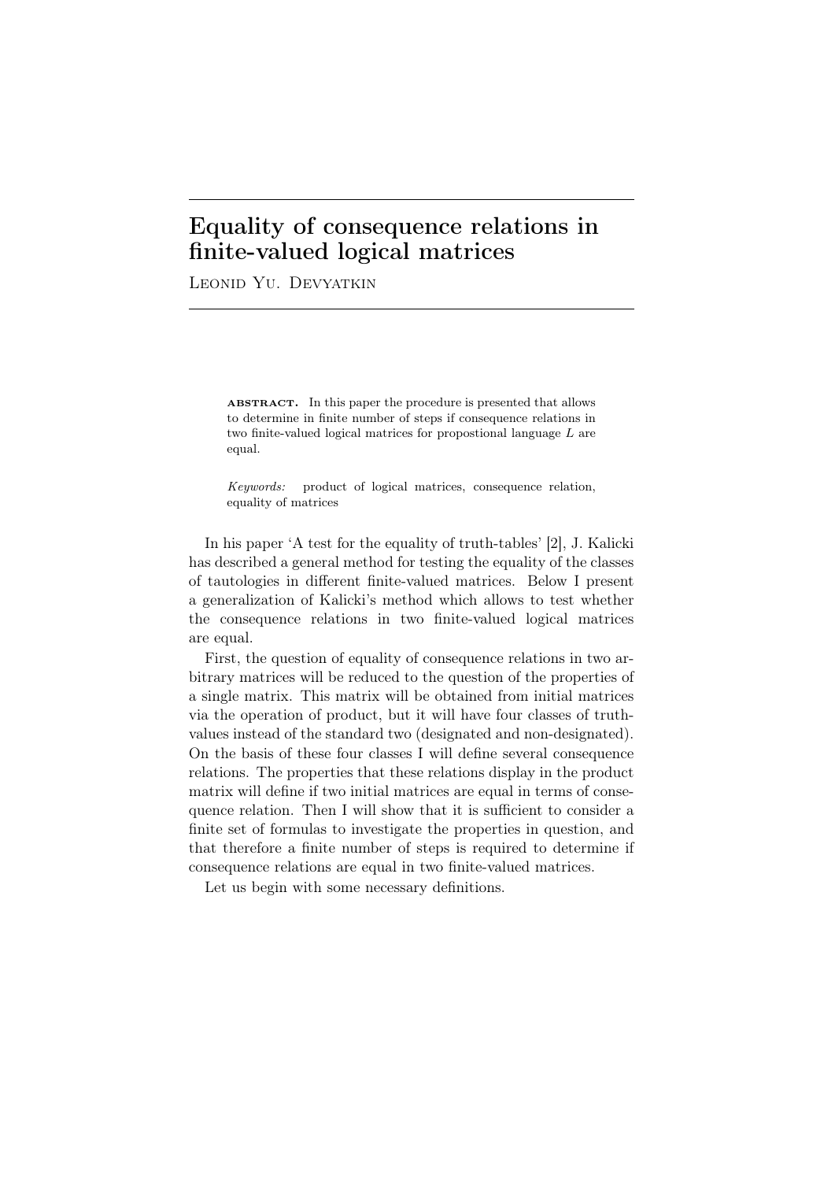# Equality of consequence relations in finite-valued logical matrices

Leonid Yu. Devyatkin

**ABSTRACT.** In this paper the procedure is presented that allows to determine in finite number of steps if consequence relations in two finite-valued logical matrices for propostional language $L$ are equal.

*Keywords:* product of logical matrices, consequence relation, equality of matrices

In his paper 'A test for the equality of truth-tables' [2], J. Kalicki has described a general method for testing the equality of the classes of tautologies in different finite-valued matrices. Below I present a generalization of Kalicki's method which allows to test whether the consequence relations in two finite-valued logical matrices are equal.

First, the question of equality of consequence relations in two arbitrary matrices will be reduced to the question of the properties of a single matrix. This matrix will be obtained from initial matrices via the operation of product, but it will have four classes of truth-values instead of the standard two (designated and non-designated). On the basis of these four classes I will define several consequence relations. The properties that these relations display in the product matrix will define if two initial matrices are equal in terms of consequence relation. Then I will show that it is sufficient to consider a finite set of formulas to investigate the properties in question, and that therefore a finite number of steps is required to determine if consequence relations are equal in two finite-valued matrices.

Let us begin with some necessary definitions.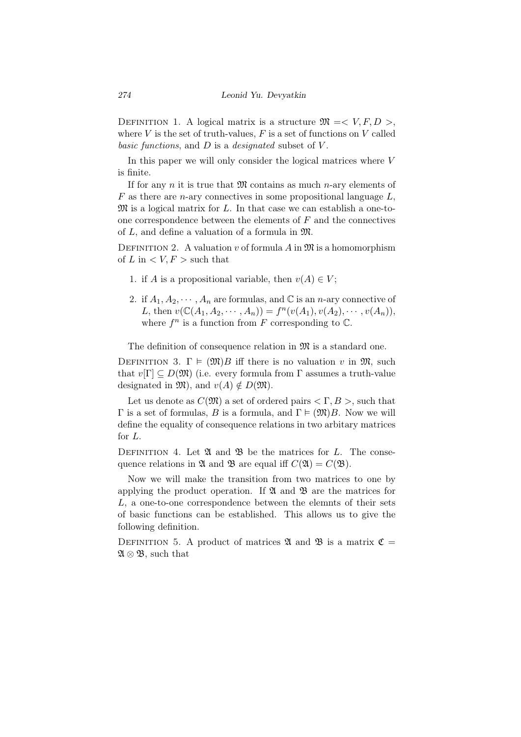Definition 1. A logical matrix is a structure $\mathfrak{M} =< V, F, D >$, where $V$ is the set of truth-values, $F$ is a set of functions on $V$ called *basic functions*, and $D$ is a *designated* subset of $V$.

In this paper we will only consider the logical matrices where $V$ is finite.

If for any $n$ it is true that $\mathfrak{M}$ contains as much $n$-ary elements of $F$ as there are $n$-ary connectives in some propositional language $L$, $\mathfrak{M}$ is a logical matrix for $L$. In that case we can establish a one-to-one correspondence between the elements of $F$ and the connectives of $L$, and define a valuation of a formula in $\mathfrak{M}$.

Definition 2. A valuation $v$ of formula $A$ in $\mathfrak{M}$ is a homomorphism of $L$ in $< V, F >$ such that

1. if $A$ is a propositional variable, then $v(A) \in V$;
2. if $A_1, A_2, \cdots, A_n$ are formulas, and $\mathbb{C}$ is an $n$-ary connective of $L$, then $v(\mathbb{C}(A_1, A_2, \cdots, A_n)) = f^n(v(A_1), v(A_2), \cdots, v(A_n))$, where $f^n$ is a function from $F$ corresponding to $\mathbb{C}$.

The definition of consequence relation in $\mathfrak{M}$ is a standard one.

Definition 3. $\Gamma \vDash (\mathfrak{M})B$ iff there is no valuation $v$ in $\mathfrak{M}$, such that $v[\Gamma] \subseteq D(\mathfrak{M})$ (i.e. every formula from $\Gamma$ assumes a truth-value designated in $\mathfrak{M}$), and $v(A) \notin D(\mathfrak{M})$.

Let us denote as $C(\mathfrak{M})$ a set of ordered pairs $< \Gamma, B >$, such that $\Gamma$ is a set of formulas, $B$ is a formula, and $\Gamma \vDash (\mathfrak{M})B$. Now we will define the equality of consequence relations in two arbitary matrices for $L$.

Definition 4. Let $\mathfrak{A}$ and $\mathfrak{B}$ be the matrices for $L$. The consequence relations in $\mathfrak{A}$ and $\mathfrak{B}$ are equal iff $C(\mathfrak{A}) = C(\mathfrak{B})$.

Now we will make the transition from two matrices to one by applying the product operation. If $\mathfrak{A}$ and $\mathfrak{B}$ are the matrices for $L$, a one-to-one correspondence between the elemnts of their sets of basic functions can be established. This allows us to give the following definition.

Definition 5. A product of matrices $\mathfrak{A}$ and $\mathfrak{B}$ is a matrix $\mathfrak{C} = \mathfrak{A} \otimes \mathfrak{B}$, such that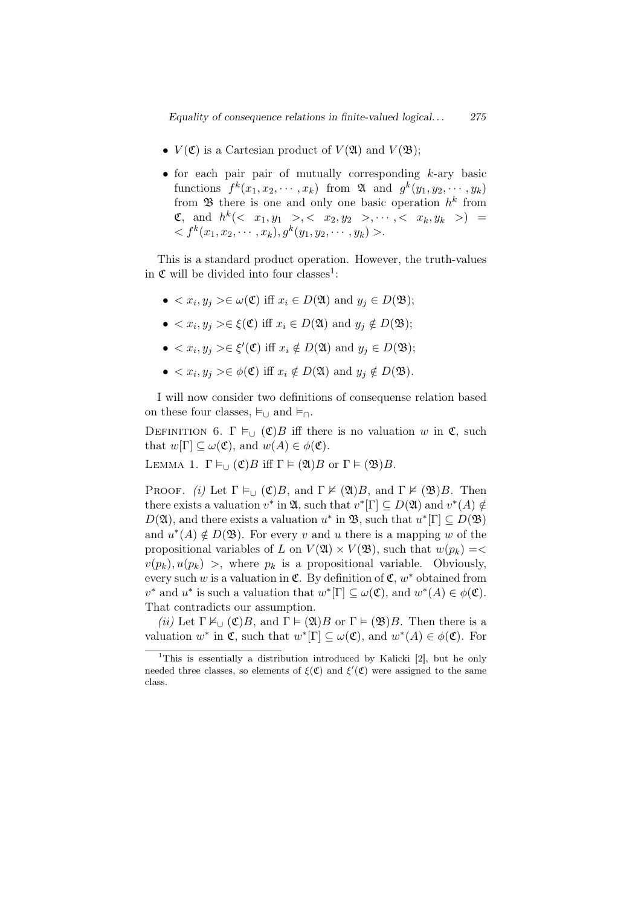- $V(\mathfrak{C})$ is a Cartesian product of $V(\mathfrak{A})$ and $V(\mathfrak{B})$;
- for each pair pair of mutually corresponding $k$-ary basic functions $f^k(x_1, x_2, \cdots, x_k)$ from $\mathfrak{A}$ and $g^k(y_1, y_2, \cdots, y_k)$ from $\mathfrak{B}$ there is one and only one basic operation $h^k$ from $\mathfrak{C}$, and $h^k(<x_1, y_1>, <x_2, y_2>, \cdots, <x_k, y_k>) = <f^k(x_1, x_2, \cdots, x_k), g^k(y_1, y_2, \cdots, y_k)>$.

This is a standard product operation. However, the truth-values in $\mathfrak{C}$ will be divided into four classes[1]:

- $<x_i, y_j> \in \omega(\mathfrak{C})$ iff $x_i \in D(\mathfrak{A})$ and $y_j \in D(\mathfrak{B})$;
- $<x_i, y_j> \in \xi(\mathfrak{C})$ iff $x_i \in D(\mathfrak{A})$ and $y_j \notin D(\mathfrak{B})$;
- $<x_i, y_j> \in \xi'(\mathfrak{C})$ iff $x_i \notin D(\mathfrak{A})$ and $y_j \in D(\mathfrak{B})$;
- $<x_i, y_j> \in \phi(\mathfrak{C})$ iff $x_i \notin D(\mathfrak{A})$ and $y_j \notin D(\mathfrak{B})$.

I will now consider two definitions of consequense relation based on these four classes, $\models_\cup$ and $\models_\cap$.

Definition 6. $\Gamma \models_\cup (\mathfrak{C})B$ iff there is no valuation $w$ in $\mathfrak{C}$, such that $w[\Gamma] \subseteq \omega(\mathfrak{C})$, and $w(A) \in \phi(\mathfrak{C})$.

Lemma 1. $\Gamma \models_\cup (\mathfrak{C})B$ iff $\Gamma \models (\mathfrak{A})B$ or $\Gamma \models (\mathfrak{B})B$.

Proof. *(i)* Let $\Gamma \models_\cup (\mathfrak{C})B$, and $\Gamma \not\models (\mathfrak{A})B$, and $\Gamma \not\models (\mathfrak{B})B$. Then there exists a valuation $v^*$ in $\mathfrak{A}$, such that $v^*[\Gamma] \subseteq D(\mathfrak{A})$ and $v^*(A) \notin D(\mathfrak{A})$, and there exists a valuation $u^*$ in $\mathfrak{B}$, such that $u^*[\Gamma] \subseteq D(\mathfrak{B})$ and $u^*(A) \notin D(\mathfrak{B})$. For every $v$ and $u$ there is a mapping $w$ of the propositional variables of $L$ on $V(\mathfrak{A}) \times V(\mathfrak{B})$, such that $w(p_k) = <v(p_k), u(p_k)>$, where $p_k$ is a propositional variable. Obviously, every such $w$ is a valuation in $\mathfrak{C}$. By definition of $\mathfrak{C}$, $w^*$ obtained from $v^*$ and $u^*$ is such a valuation that $w^*[\Gamma] \subseteq \omega(\mathfrak{C})$, and $w^*(A) \in \phi(\mathfrak{C})$. That contradicts our assumption.

*(ii)* Let $\Gamma \not\models_\cup (\mathfrak{C})B$, and $\Gamma \models (\mathfrak{A})B$ or $\Gamma \models (\mathfrak{B})B$. Then there is a valuation $w^*$ in $\mathfrak{C}$, such that $w^*[\Gamma] \subseteq \omega(\mathfrak{C})$, and $w^*(A) \in \phi(\mathfrak{C})$. For

[1] This is essentially a distribution introduced by Kalicki [2], but he only needed three classes, so elements of $\xi(\mathfrak{C})$ and $\xi'(\mathfrak{C})$ were assigned to the same class.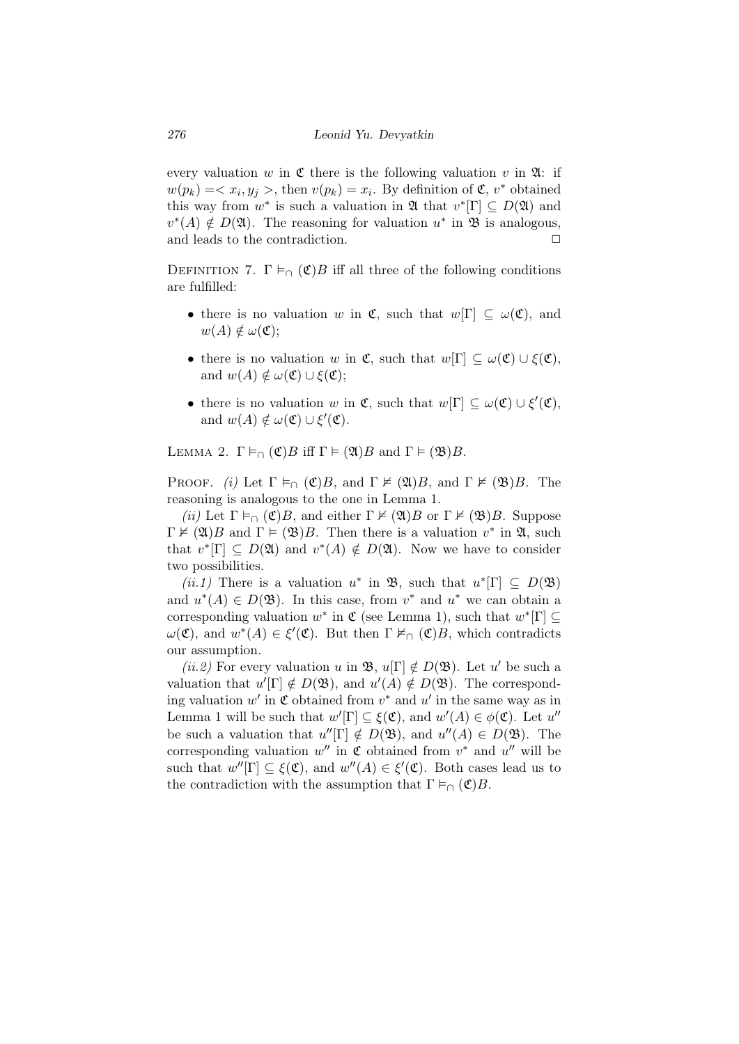every valuation $w$ in $\mathfrak{C}$ there is the following valuation $v$ in $\mathfrak{A}$: if $w(p_k) =< x_i, y_j >$, then $v(p_k) = x_i$. By definition of $\mathfrak{C}$, $v^*$ obtained this way from $w^*$ is such a valuation in $\mathfrak{A}$ that $v^*[\Gamma] \subseteq D(\mathfrak{A})$ and $v^*(A) \notin D(\mathfrak{A})$. The reasoning for valuation $u^*$ in $\mathfrak{B}$ is analogous, and leads to the contradiction. $\square$

Definition 7. $\Gamma \vDash_{\cap} (\mathfrak{C})B$ iff all three of the following conditions are fulfilled:

- there is no valuation $w$ in $\mathfrak{C}$, such that $w[\Gamma] \subseteq \omega(\mathfrak{C})$, and $w(A) \notin \omega(\mathfrak{C})$;
- there is no valuation $w$ in $\mathfrak{C}$, such that $w[\Gamma] \subseteq \omega(\mathfrak{C}) \cup \xi(\mathfrak{C})$, and $w(A) \notin \omega(\mathfrak{C}) \cup \xi(\mathfrak{C})$;
- there is no valuation $w$ in $\mathfrak{C}$, such that $w[\Gamma] \subseteq \omega(\mathfrak{C}) \cup \xi'(\mathfrak{C})$, and $w(A) \notin \omega(\mathfrak{C}) \cup \xi'(\mathfrak{C})$.

Lemma 2. $\Gamma \vDash_{\cap} (\mathfrak{C})B$ iff $\Gamma \vDash (\mathfrak{A})B$ and $\Gamma \vDash (\mathfrak{B})B$.

Proof. *(i)* Let $\Gamma \vDash_{\cap} (\mathfrak{C})B$, and $\Gamma \nvDash (\mathfrak{A})B$, and $\Gamma \nvDash (\mathfrak{B})B$. The reasoning is analogous to the one in Lemma 1.

*(ii)* Let $\Gamma \vDash_{\cap} (\mathfrak{C})B$, and either $\Gamma \nvDash (\mathfrak{A})B$ or $\Gamma \nvDash (\mathfrak{B})B$. Suppose $\Gamma \nvDash (\mathfrak{A})B$ and $\Gamma \vDash (\mathfrak{B})B$. Then there is a valuation $v^*$ in $\mathfrak{A}$, such that $v^*[\Gamma] \subseteq D(\mathfrak{A})$ and $v^*(A) \notin D(\mathfrak{A})$. Now we have to consider two possibilities.

*(ii.1)* There is a valuation $u^*$ in $\mathfrak{B}$, such that $u^*[\Gamma] \subseteq D(\mathfrak{B})$ and $u^*(A) \in D(\mathfrak{B})$. In this case, from $v^*$ and $u^*$ we can obtain a corresponding valuation $w^*$ in $\mathfrak{C}$ (see Lemma 1), such that $w^*[\Gamma] \subseteq \omega(\mathfrak{C})$, and $w^*(A) \in \xi'(\mathfrak{C})$. But then $\Gamma \nvDash_{\cap} (\mathfrak{C})B$, which contradicts our assumption.

*(ii.2)* For every valuation $u$ in $\mathfrak{B}$, $u[\Gamma] \notin D(\mathfrak{B})$. Let $u'$ be such a valuation that $u'[\Gamma] \notin D(\mathfrak{B})$, and $u'(A) \notin D(\mathfrak{B})$. The corresponding valuation $w'$ in $\mathfrak{C}$ obtained from $v^*$ and $u'$ in the same way as in Lemma 1 will be such that $w'[\Gamma] \subseteq \xi(\mathfrak{C})$, and $w'(A) \in \phi(\mathfrak{C})$. Let $u''$ be such a valuation that $u''[\Gamma] \notin D(\mathfrak{B})$, and $u''(A) \in D(\mathfrak{B})$. The corresponding valuation $w''$ in $\mathfrak{C}$ obtained from $v^*$ and $u''$ will be such that $w''[\Gamma] \subseteq \xi(\mathfrak{C})$, and $w''(A) \in \xi'(\mathfrak{C})$. Both cases lead us to the contradiction with the assumption that $\Gamma \vDash_{\cap} (\mathfrak{C})B$.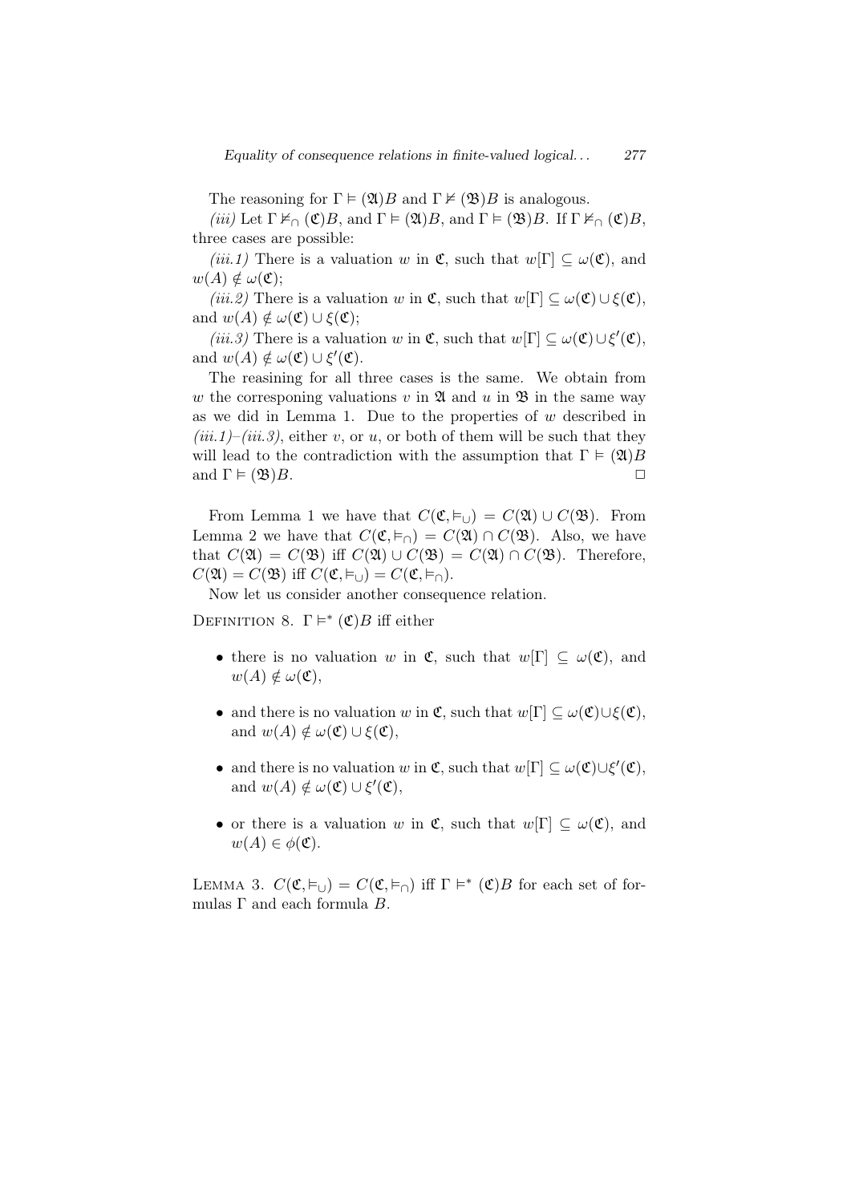The reasoning for $\Gamma \vDash (\mathfrak{A})B$ and $\Gamma \nvDash (\mathfrak{B})B$ is analogous.

*(iii)* Let $\Gamma \nvDash_{\cap} (\mathfrak{C})B$, and $\Gamma \vDash (\mathfrak{A})B$, and $\Gamma \vDash (\mathfrak{B})B$. If $\Gamma \nvDash_{\cap} (\mathfrak{C})B$, three cases are possible:

*(iii.1)* There is a valuation $w$ in $\mathfrak{C}$, such that $w[\Gamma] \subseteq \omega(\mathfrak{C})$, and $w(A) \notin \omega(\mathfrak{C})$;

*(iii.2)* There is a valuation $w$ in $\mathfrak{C}$, such that $w[\Gamma] \subseteq \omega(\mathfrak{C}) \cup \xi(\mathfrak{C})$, and $w(A) \notin \omega(\mathfrak{C}) \cup \xi(\mathfrak{C})$;

*(iii.3)* There is a valuation $w$ in $\mathfrak{C}$, such that $w[\Gamma] \subseteq \omega(\mathfrak{C}) \cup \xi'(\mathfrak{C})$, and $w(A) \notin \omega(\mathfrak{C}) \cup \xi'(\mathfrak{C})$.

The reasining for all three cases is the same. We obtain from $w$ the corresponing valuations $v$ in $\mathfrak{A}$ and $u$ in $\mathfrak{B}$ in the same way as we did in Lemma 1. Due to the properties of $w$ described in *(iii.1)*–*(iii.3)*, either $v$, or $u$, or both of them will be such that they will lead to the contradiction with the assumption that $\Gamma \vDash (\mathfrak{A})B$ and $\Gamma \vDash (\mathfrak{B})B$. □

From Lemma 1 we have that $C(\mathfrak{C}, \vDash_{\cup}) = C(\mathfrak{A}) \cup C(\mathfrak{B})$. From Lemma 2 we have that $C(\mathfrak{C}, \vDash_{\cap}) = C(\mathfrak{A}) \cap C(\mathfrak{B})$. Also, we have that $C(\mathfrak{A}) = C(\mathfrak{B})$ iff $C(\mathfrak{A}) \cup C(\mathfrak{B}) = C(\mathfrak{A}) \cap C(\mathfrak{B})$. Therefore, $C(\mathfrak{A}) = C(\mathfrak{B})$ iff $C(\mathfrak{C}, \vDash_{\cup}) = C(\mathfrak{C}, \vDash_{\cap})$.

Now let us consider another consequence relation.

Definition 8. $\Gamma \vDash^{*} (\mathfrak{C})B$ iff either

- there is no valuation $w$ in $\mathfrak{C}$, such that $w[\Gamma] \subseteq \omega(\mathfrak{C})$, and $w(A) \notin \omega(\mathfrak{C})$,
- and there is no valuation $w$ in $\mathfrak{C}$, such that $w[\Gamma] \subseteq \omega(\mathfrak{C}) \cup \xi(\mathfrak{C})$, and $w(A) \notin \omega(\mathfrak{C}) \cup \xi(\mathfrak{C})$,
- and there is no valuation $w$ in $\mathfrak{C}$, such that $w[\Gamma] \subseteq \omega(\mathfrak{C}) \cup \xi'(\mathfrak{C})$, and $w(A) \notin \omega(\mathfrak{C}) \cup \xi'(\mathfrak{C})$,
- or there is a valuation $w$ in $\mathfrak{C}$, such that $w[\Gamma] \subseteq \omega(\mathfrak{C})$, and $w(A) \in \phi(\mathfrak{C})$.

Lemma 3. $C(\mathfrak{C}, \vDash_{\cup}) = C(\mathfrak{C}, \vDash_{\cap})$ iff $\Gamma \vDash^{*} (\mathfrak{C})B$ for each set of formulas $\Gamma$ and each formula $B$.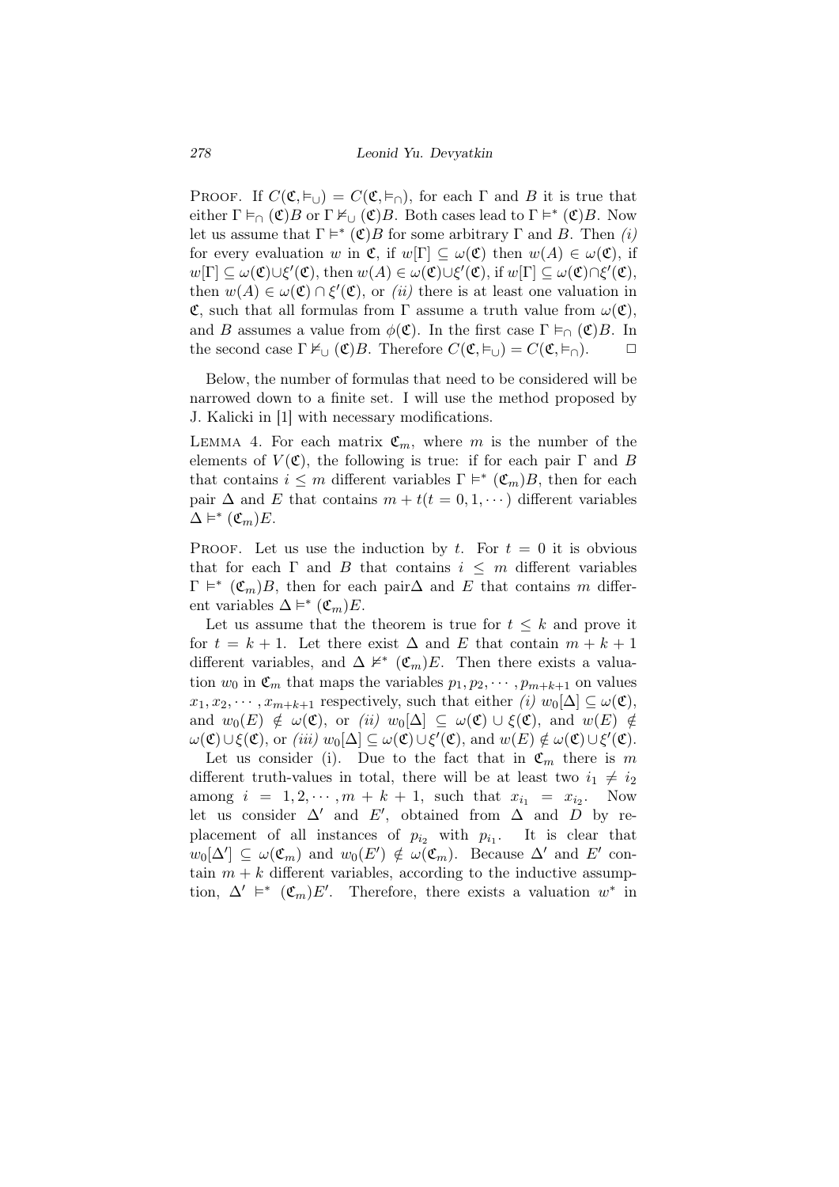PROOF. If $C(\mathfrak{C}, \vDash_{\cup}) = C(\mathfrak{C}, \vDash_{\cap})$, for each $\Gamma$ and $B$ it is true that either $\Gamma \vDash_{\cap} (\mathfrak{C})B$ or $\Gamma \nvDash_{\cup} (\mathfrak{C})B$. Both cases lead to $\Gamma \vDash^{*} (\mathfrak{C})B$. Now let us assume that $\Gamma \vDash^{*} (\mathfrak{C})B$ for some arbitrary $\Gamma$ and $B$. Then *(i)* for every evaluation $w$ in $\mathfrak{C}$, if $w[\Gamma] \subseteq \omega(\mathfrak{C})$ then $w(A) \in \omega(\mathfrak{C})$, if $w[\Gamma] \subseteq \omega(\mathfrak{C}) \cup \xi'(\mathfrak{C})$, then $w(A) \in \omega(\mathfrak{C}) \cup \xi'(\mathfrak{C})$, if $w[\Gamma] \subseteq \omega(\mathfrak{C}) \cap \xi'(\mathfrak{C})$, then $w(A) \in \omega(\mathfrak{C}) \cap \xi'(\mathfrak{C})$, or *(ii)* there is at least one valuation in $\mathfrak{C}$, such that all formulas from $\Gamma$ assume a truth value from $\omega(\mathfrak{C})$, and $B$ assumes a value from $\phi(\mathfrak{C})$. In the first case $\Gamma \vDash_{\cap} (\mathfrak{C})B$. In the second case $\Gamma \nvDash_{\cup} (\mathfrak{C})B$. Therefore $C(\mathfrak{C}, \vDash_{\cup}) = C(\mathfrak{C}, \vDash_{\cap})$. □

Below, the number of formulas that need to be considered will be narrowed down to a finite set. I will use the method proposed by J. Kalicki in [1] with necessary modifications.

LEMMA 4. For each matrix $\mathfrak{C}_m$, where $m$ is the number of the elements of $V(\mathfrak{C})$, the following is true: if for each pair $\Gamma$ and $B$ that contains $i \leq m$ different variables $\Gamma \vDash^{*} (\mathfrak{C}_m)B$, then for each pair $\Delta$ and $E$ that contains $m + t (t = 0, 1, \cdots)$ different variables $\Delta \vDash^{*} (\mathfrak{C}_m)E$.

PROOF. Let us use the induction by $t$. For $t = 0$ it is obvious that for each $\Gamma$ and $B$ that contains $i \leq m$ different variables $\Gamma \vDash^{*} (\mathfrak{C}_m)B$, then for each pair$\Delta$ and $E$ that contains $m$ different variables $\Delta \vDash^{*} (\mathfrak{C}_m)E$.

Let us assume that the theorem is true for $t \leq k$ and prove it for $t = k + 1$. Let there exist $\Delta$ and $E$ that contain $m + k + 1$ different variables, and $\Delta \nvDash^{*} (\mathfrak{C}_m)E$. Then there exists a valuation $w_0$ in $\mathfrak{C}_m$ that maps the variables $p_1, p_2, \cdots, p_{m+k+1}$ on values $x_1, x_2, \cdots, x_{m+k+1}$ respectively, such that either *(i)* $w_0[\Delta] \subseteq \omega(\mathfrak{C})$, and $w_0(E) \notin \omega(\mathfrak{C})$, or *(ii)* $w_0[\Delta] \subseteq \omega(\mathfrak{C}) \cup \xi(\mathfrak{C})$, and $w(E) \notin \omega(\mathfrak{C}) \cup \xi(\mathfrak{C})$, or *(iii)* $w_0[\Delta] \subseteq \omega(\mathfrak{C}) \cup \xi'(\mathfrak{C})$, and $w(E) \notin \omega(\mathfrak{C}) \cup \xi'(\mathfrak{C})$.

Let us consider (i). Due to the fact that in $\mathfrak{C}_m$ there is $m$ different truth-values in total, there will be at least two $i_1 \neq i_2$ among $i = 1, 2, \cdots, m + k + 1$, such that $x_{i_1} = x_{i_2}$. Now let us consider $\Delta'$ and $E'$, obtained from $\Delta$ and $D$ by replacement of all instances of $p_{i_2}$ with $p_{i_1}$. It is clear that $w_0[\Delta'] \subseteq \omega(\mathfrak{C}_m)$ and $w_0(E') \notin \omega(\mathfrak{C}_m)$. Because $\Delta'$ and $E'$ contain $m + k$ different variables, according to the inductive assumption, $\Delta' \vDash^{*} (\mathfrak{C}_m)E'$. Therefore, there exists a valuation $w^{*}$ in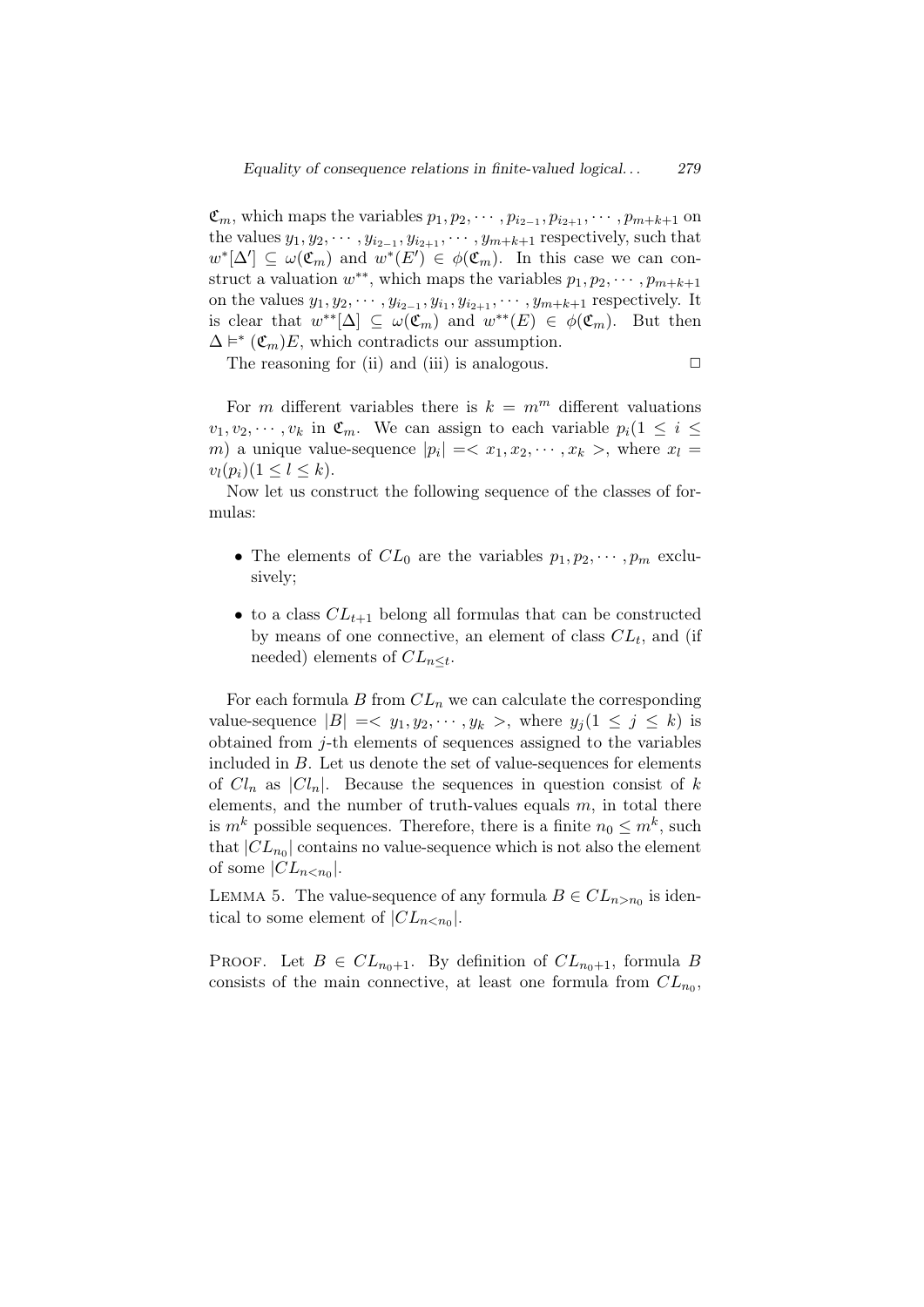$\mathfrak{C}_m$, which maps the variables $p_1, p_2, \cdots, p_{i_2-1}, p_{i_2+1}, \cdots, p_{m+k+1}$ on the values $y_1, y_2, \cdots, y_{i_2-1}, y_{i_2+1}, \cdots, y_{m+k+1}$ respectively, such that $w^*[\Delta'] \subseteq \omega(\mathfrak{C}_m)$ and $w^*(E') \in \phi(\mathfrak{C}_m)$. In this case we can construct a valuation $w^{**}$, which maps the variables $p_1, p_2, \cdots, p_{m+k+1}$ on the values $y_1, y_2, \cdots, y_{i_2-1}, y_{i_1}, y_{i_2+1}, \cdots, y_{m+k+1}$ respectively. It is clear that $w^{**}[\Delta] \subseteq \omega(\mathfrak{C}_m)$ and $w^{**}(E) \in \phi(\mathfrak{C}_m)$. But then $\Delta \vDash^* (\mathfrak{C}_m)E$, which contradicts our assumption.

The reasoning for (ii) and (iii) is analogous. □

For $m$ different variables there is $k = m^m$ different valuations $v_1, v_2, \cdots, v_k$ in $\mathfrak{C}_m$. We can assign to each variable $p_i (1 \leq i \leq m)$ a unique value-sequence $|p_i| =< x_1, x_2, \cdots, x_k >$, where $x_l = v_l(p_i) (1 \leq l \leq k)$.

Now let us construct the following sequence of the classes of formulas:

- The elements of $CL_0$ are the variables $p_1, p_2, \cdots, p_m$ exclusively;
- to a class $CL_{t+1}$ belong all formulas that can be constructed by means of one connective, an element of class $CL_t$, and (if needed) elements of $CL_{n \leq t}$.

For each formula $B$ from $CL_n$ we can calculate the corresponding value-sequence $|B| =< y_1, y_2, \cdots, y_k >$, where $y_j (1 \leq j \leq k)$ is obtained from $j$-th elements of sequences assigned to the variables included in $B$. Let us denote the set of value-sequences for elements of $Cl_n$ as $|Cl_n|$. Because the sequences in question consist of $k$ elements, and the number of truth-values equals $m$, in total there is $m^k$ possible sequences. Therefore, there is a finite $n_0 \leq m^k$, such that $|CL_{n_0}|$ contains no value-sequence which is not also the element of some $|CL_{n<n_0}|$.

LEMMA 5. The value-sequence of any formula $B \in CL_{n>n_0}$ is identical to some element of $|CL_{n<n_0}|$.

PROOF. Let $B \in CL_{n_0+1}$. By definition of $CL_{n_0+1}$, formula $B$ consists of the main connective, at least one formula from $CL_{n_0}$,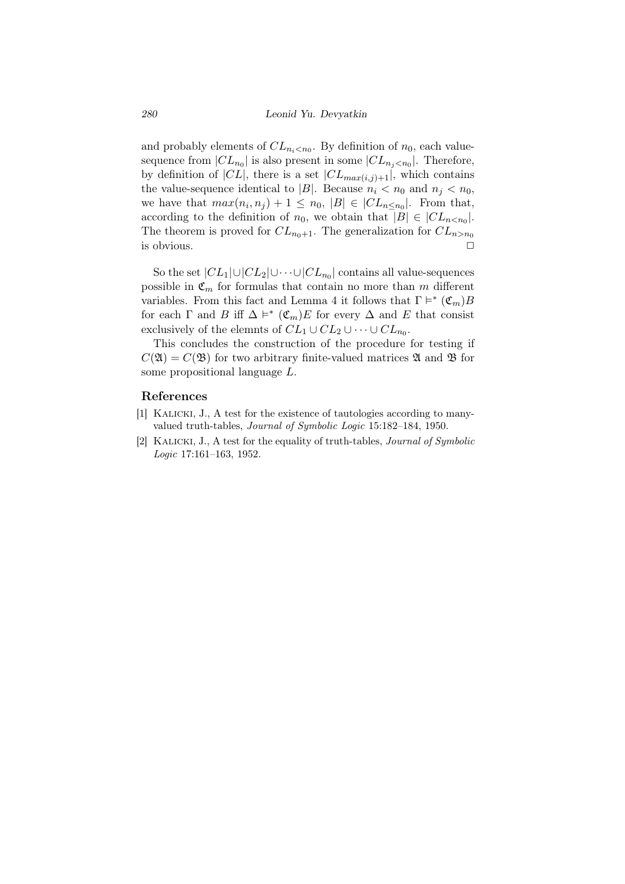and probably elements of $CL_{n_i<n_0}$. By definition of $n_0$, each value-sequence from $|CL_{n_0}|$ is also present in some $|CL_{n_j<n_0}|$. Therefore, by definition of $|CL|$, there is a set $|CL_{max(i,j)+1}|$, which contains the value-sequence identical to $|B|$. Because $n_i < n_0$ and $n_j < n_0$, we have that $max(n_i, n_j) + 1 \leq n_0$, $|B| \in |CL_{n\leq n_0}|$. From that, according to the definition of $n_0$, we obtain that $|B| \in |CL_{n<n_0}|$. The theorem is proved for $CL_{n_0+1}$. The generalization for $CL_{n>n_0}$ is obvious. □

So the set $|CL_1| \cup |CL_2| \cup \cdots \cup |CL_{n_0}|$ contains all value-sequences possible in $\mathfrak{C}_m$ for formulas that contain no more than $m$ different variables. From this fact and Lemma 4 it follows that $\Gamma \vDash^* (\mathfrak{C}_m)B$ for each $\Gamma$ and $B$ iff $\Delta \vDash^* (\mathfrak{C}_m)E$ for every $\Delta$ and $E$ that consist exclusively of the elemnts of $CL_1 \cup CL_2 \cup \cdots \cup CL_{n_0}$.

This concludes the construction of the procedure for testing if $C(\mathfrak{A}) = C(\mathfrak{B})$ for two arbitrary finite-valued matrices $\mathfrak{A}$ and $\mathfrak{B}$ for some propositional language $L$.

## References

[1] Kalicki, J., A test for the existence of tautologies according to many-valued truth-tables, *Journal of Symbolic Logic* 15:182–184, 1950.

[2] Kalicki, J., A test for the equality of truth-tables, *Journal of Symbolic Logic* 17:161–163, 1952.